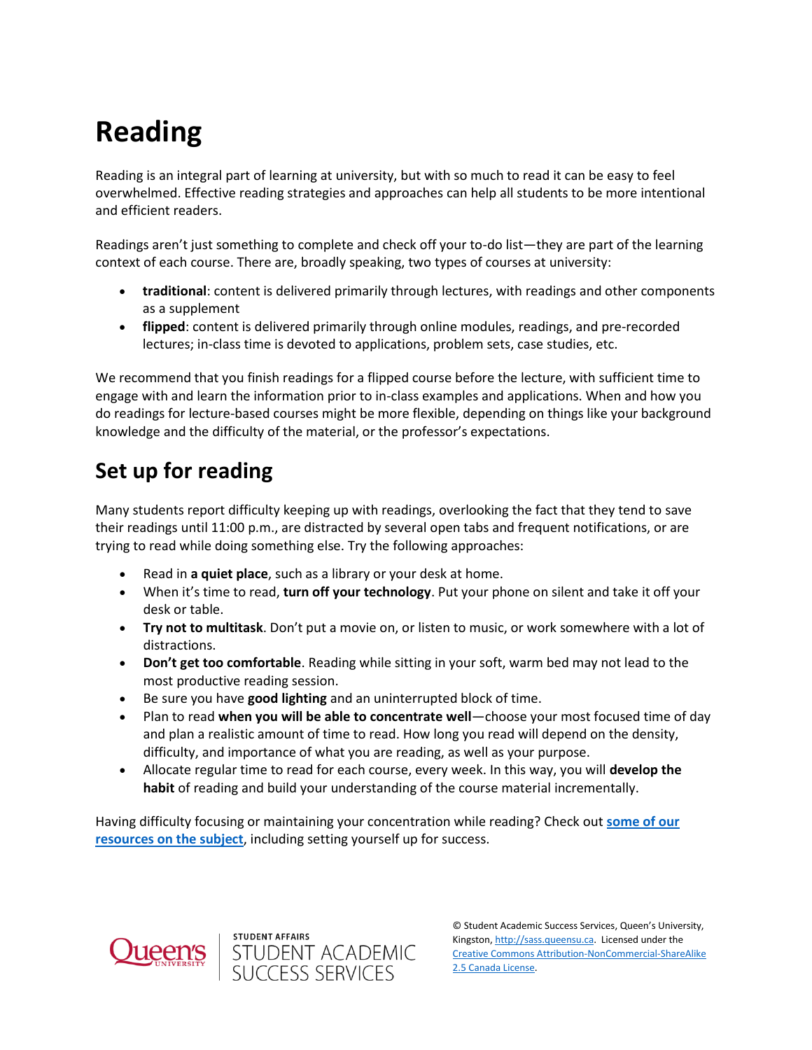# Reading

Reading is an integral part of learning at university, but with so much to read it can be easy to feel overwhelmed. Effective reading strategies and approaches can help all students to be more intentional and efficient readers.

Readings aren't just something to complete and check off your to-do list—they are part of the learning context of each course. There are, broadly speaking, two types of courses at university:

- **traditional**: content is delivered primarily through lectures, with readings and other components as a supplement
- **flipped**: content is delivered primarily through online modules, readings, and pre-recorded lectures; in-class time is devoted to applications, problem sets, case studies, etc.

We recommend that you finish readings for a flipped course before the lecture, with sufficient time to engage with and learn the information prior to in-class examples and applications. When and how you do readings for lecture-based courses might be more flexible, depending on things like your background knowledge and the difficulty of the material, or the professor's expectations.

## Set up for reading

Many students report difficulty keeping up with readings, overlooking the fact that they tend to save their readings until 11:00 p.m., are distracted by several open tabs and frequent notifications, or are trying to read while doing something else. Try the following approaches:

- Read in **a quiet place**, such as a library or your desk at home.
- When it's time to read, **turn off your technology**. Put your phone on silent and take it off your desk or table.
- **Try not to multitask**. Don't put a movie on, or listen to music, or work somewhere with a lot of distractions.
- **Don't get too comfortable**. Reading while sitting in your soft, warm bed may not lead to the most productive reading session.
- Be sure you have **good lighting** and an uninterrupted block of time.
- Plan to read **when you will be able to concentrate well**—choose your most focused time of day and plan a realistic amount of time to read. How long you read will depend on the density, difficulty, and importance of what you are reading, as well as your purpose.
- Allocate regular time to read for each course, every week. In this way, you will **develop the habit** of reading and build your understanding of the course material incrementally.

Having difficulty focusing or maintaining your concentration while reading? Check out **some of our resources on the subject**, including setting yourself up for success.

Queen's University | STUDENT AFFAIRS STUDENT ACADEMIC SUCCESS SERVICES

© Student Academic Success Services, Queen's University, Kingston, http://sass.queensu.ca. Licensed under the Creative Commons Attribution-NonCommercial-ShareAlike 2.5 Canada License.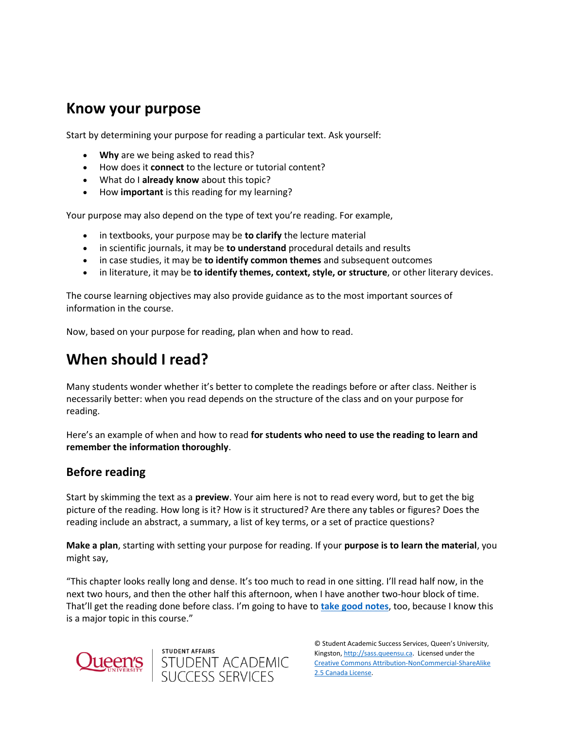## Know your purpose

Start by determining your purpose for reading a particular text. Ask yourself:

- **Why** are we being asked to read this?
- How does it **connect** to the lecture or tutorial content?
- What do I **already know** about this topic?
- How **important** is this reading for my learning?

Your purpose may also depend on the type of text you're reading. For example,

- in textbooks, your purpose may be **to clarify** the lecture material
- in scientific journals, it may be **to understand** procedural details and results
- in case studies, it may be **to identify common themes** and subsequent outcomes
- in literature, it may be **to identify themes, context, style, or structure**, or other literary devices.

The course learning objectives may also provide guidance as to the most important sources of information in the course.

Now, based on your purpose for reading, plan when and how to read.

## When should I read?

Many students wonder whether it's better to complete the readings before or after class. Neither is necessarily better: when you read depends on the structure of the class and on your purpose for reading.

Here's an example of when and how to read **for students who need to use the reading to learn and remember the information thoroughly**.

### Before reading

Start by skimming the text as a **preview**. Your aim here is not to read every word, but to get the big picture of the reading. How long is it? How is it structured? Are there any tables or figures? Does the reading include an abstract, a summary, a list of key terms, or a set of practice questions?

**Make a plan**, starting with setting your purpose for reading. If your **purpose is to learn the material**, you might say,

"This chapter looks really long and dense. It's too much to read in one sitting. I'll read half now, in the next two hours, and then the other half this afternoon, when I have another two-hour block of time. That'll get the reading done before class. I'm going to have to **take good notes**, too, because I know this is a major topic in this course."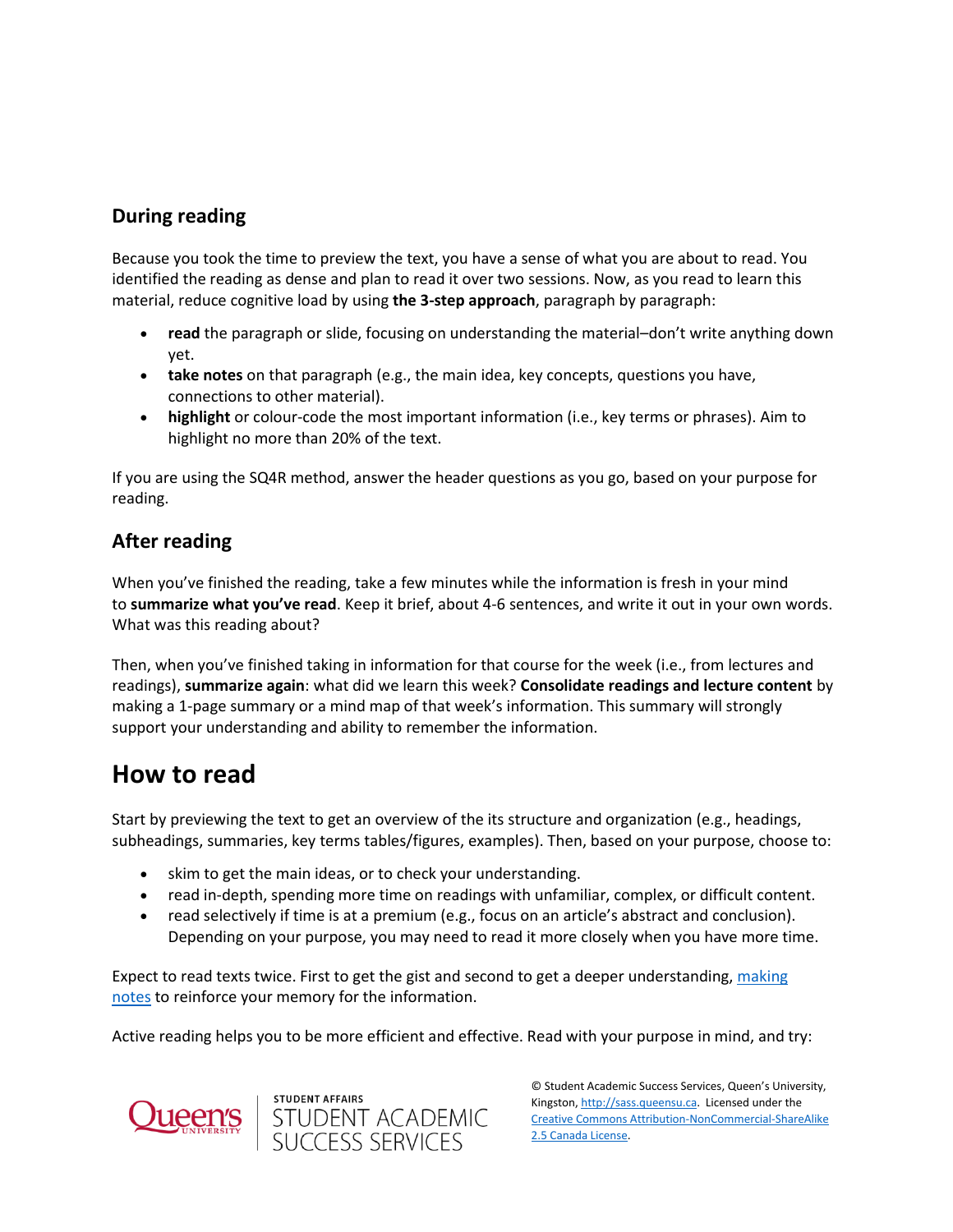### During reading

Because you took the time to preview the text, you have a sense of what you are about to read. You identified the reading as dense and plan to read it over two sessions. Now, as you read to learn this material, reduce cognitive load by using **the 3-step approach**, paragraph by paragraph:

- **read** the paragraph or slide, focusing on understanding the material–don't write anything down yet.
- **take notes** on that paragraph (e.g., the main idea, key concepts, questions you have, connections to other material).
- **highlight** or colour-code the most important information (i.e., key terms or phrases). Aim to highlight no more than 20% of the text.

If you are using the SQ4R method, answer the header questions as you go, based on your purpose for reading.

### After reading

When you've finished the reading, take a few minutes while the information is fresh in your mind to **summarize what you've read**. Keep it brief, about 4-6 sentences, and write it out in your own words. What was this reading about?

Then, when you've finished taking in information for that course for the week (i.e., from lectures and readings), **summarize again**: what did we learn this week? **Consolidate readings and lecture content** by making a 1-page summary or a mind map of that week's information. This summary will strongly support your understanding and ability to remember the information.

## How to read

Start by previewing the text to get an overview of the its structure and organization (e.g., headings, subheadings, summaries, key terms tables/figures, examples). Then, based on your purpose, choose to:

- skim to get the main ideas, or to check your understanding.
- read in-depth, spending more time on readings with unfamiliar, complex, or difficult content.
- read selectively if time is at a premium (e.g., focus on an article's abstract and conclusion). Depending on your purpose, you may need to read it more closely when you have more time.

Expect to read texts twice. First to get the gist and second to get a deeper understanding, making notes to reinforce your memory for the information.

Active reading helps you to be more efficient and effective. Read with your purpose in mind, and try: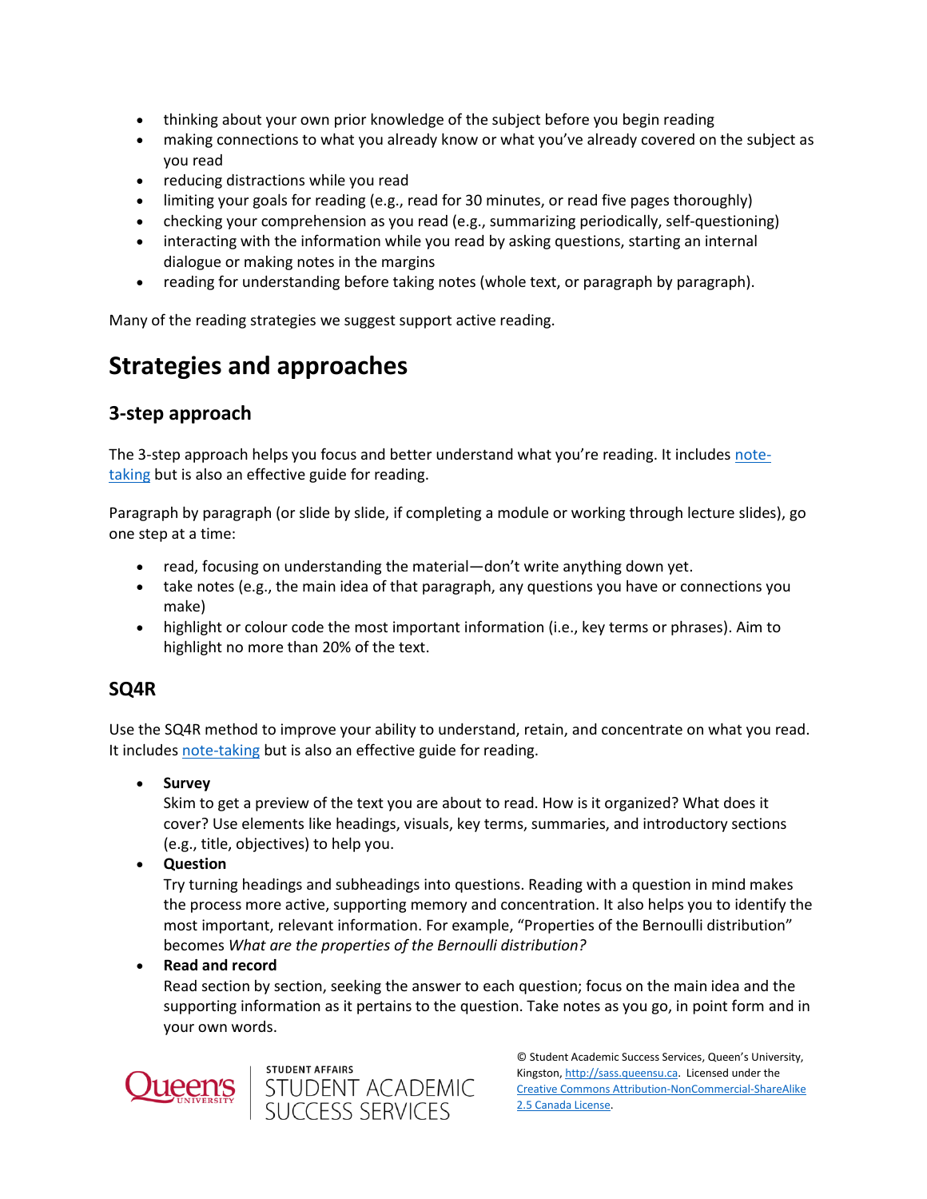- thinking about your own prior knowledge of the subject before you begin reading
- making connections to what you already know or what you've already covered on the subject as you read
- reducing distractions while you read
- limiting your goals for reading (e.g., read for 30 minutes, or read five pages thoroughly)
- checking your comprehension as you read (e.g., summarizing periodically, self-questioning)
- interacting with the information while you read by asking questions, starting an internal dialogue or making notes in the margins
- reading for understanding before taking notes (whole text, or paragraph by paragraph).

Many of the reading strategies we suggest support active reading.

# Strategies and approaches

## 3-step approach

The 3-step approach helps you focus and better understand what you're reading. It includes note-taking but is also an effective guide for reading.

Paragraph by paragraph (or slide by slide, if completing a module or working through lecture slides), go one step at a time:

- read, focusing on understanding the material—don't write anything down yet.
- take notes (e.g., the main idea of that paragraph, any questions you have or connections you make)
- highlight or colour code the most important information (i.e., key terms or phrases). Aim to highlight no more than 20% of the text.

## SQ4R

Use the SQ4R method to improve your ability to understand, retain, and concentrate on what you read. It includes note-taking but is also an effective guide for reading.

- **Survey**
  Skim to get a preview of the text you are about to read. How is it organized? What does it cover? Use elements like headings, visuals, key terms, summaries, and introductory sections (e.g., title, objectives) to help you.
- **Question**
  Try turning headings and subheadings into questions. Reading with a question in mind makes the process more active, supporting memory and concentration. It also helps you to identify the most important, relevant information. For example, "Properties of the Bernoulli distribution" becomes *What are the properties of the Bernoulli distribution?*
- **Read and record**
  Read section by section, seeking the answer to each question; focus on the main idea and the supporting information as it pertains to the question. Take notes as you go, in point form and in your own words.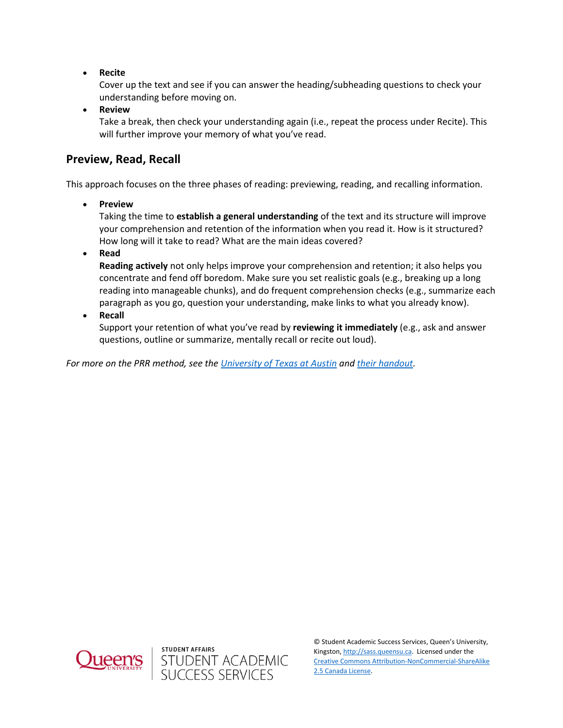- **Recite**
  Cover up the text and see if you can answer the heading/subheading questions to check your understanding before moving on.
- **Review**
  Take a break, then check your understanding again (i.e., repeat the process under Recite). This will further improve your memory of what you've read.

## Preview, Read, Recall

This approach focuses on the three phases of reading: previewing, reading, and recalling information.

- **Preview**
  Taking the time to **establish a general understanding** of the text and its structure will improve your comprehension and retention of the information when you read it. How is it structured? How long will it take to read? What are the main ideas covered?
- **Read**
  **Reading actively** not only helps improve your comprehension and retention; it also helps you concentrate and fend off boredom. Make sure you set realistic goals (e.g., breaking up a long reading into manageable chunks), and do frequent comprehension checks (e.g., summarize each paragraph as you go, question your understanding, make links to what you already know).
- **Recall**
  Support your retention of what you've read by **reviewing it immediately** (e.g., ask and answer questions, outline or summarize, mentally recall or recite out loud).

*For more on the PRR method, see the University of Texas at Austin and their handout.*

Queen's University | STUDENT AFFAIRS STUDENT ACADEMIC SUCCESS SERVICES

© Student Academic Success Services, Queen's University, Kingston, http://sass.queensu.ca. Licensed under the Creative Commons Attribution-NonCommercial-ShareAlike 2.5 Canada License.